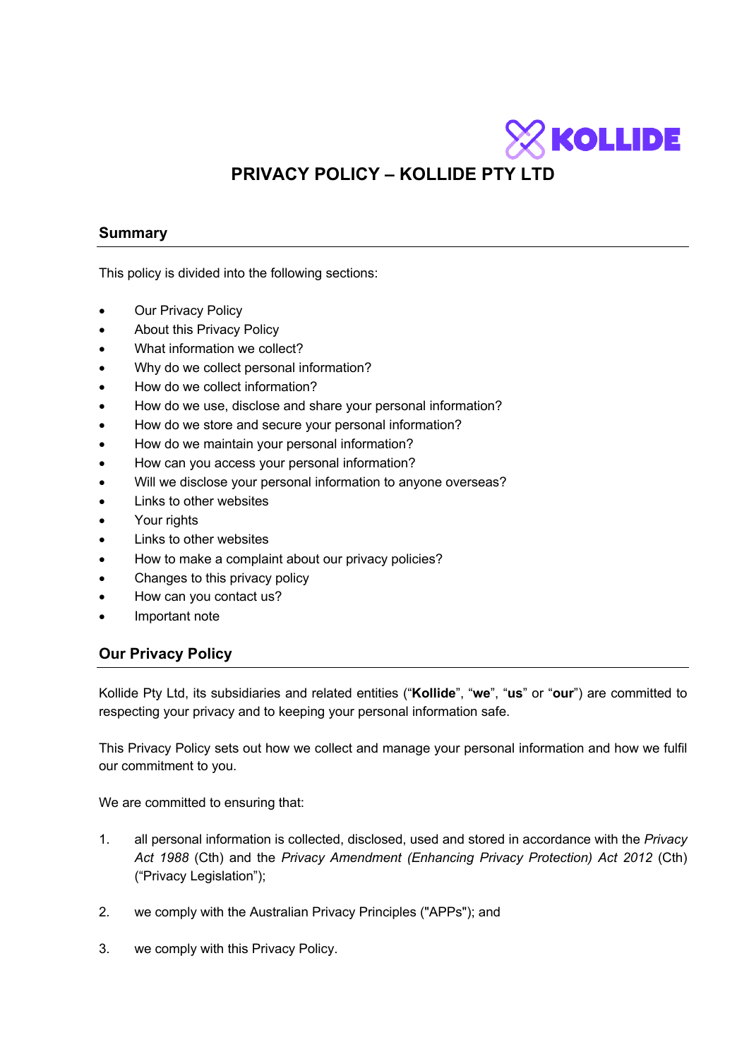# PRIVACY POLICY – KOLLIDE PTY LTD

## Summary

This policy is divided into the following sections:

- Our Privacy Policy
- About this Privacy Policy
- What information we collect?
- Why do we collect personal information?
- How do we collect information?
- How do we use, disclose and share your personal information?
- How do we store and secure your personal information?
- How do we maintain your personal information?
- How can you access your personal information?
- Will we disclose your personal information to anyone overseas?
- Links to other websites
- Your rights
- Links to other websites
- How to make a complaint about our privacy policies?
- Changes to this privacy policy
- How can you contact us?
- Important note

## Our Privacy Policy

Kollide Pty Ltd, its subsidiaries and related entities ("**Kollide**", "**we**", "**us**" or "**our**") are committed to respecting your privacy and to keeping your personal information safe.

This Privacy Policy sets out how we collect and manage your personal information and how we fulfil our commitment to you.

We are committed to ensuring that:

1. all personal information is collected, disclosed, used and stored in accordance with the *Privacy Act 1988* (Cth) and the *Privacy Amendment (Enhancing Privacy Protection) Act 2012* (Cth) ("Privacy Legislation");

2. we comply with the Australian Privacy Principles ("APPs"); and

3. we comply with this Privacy Policy.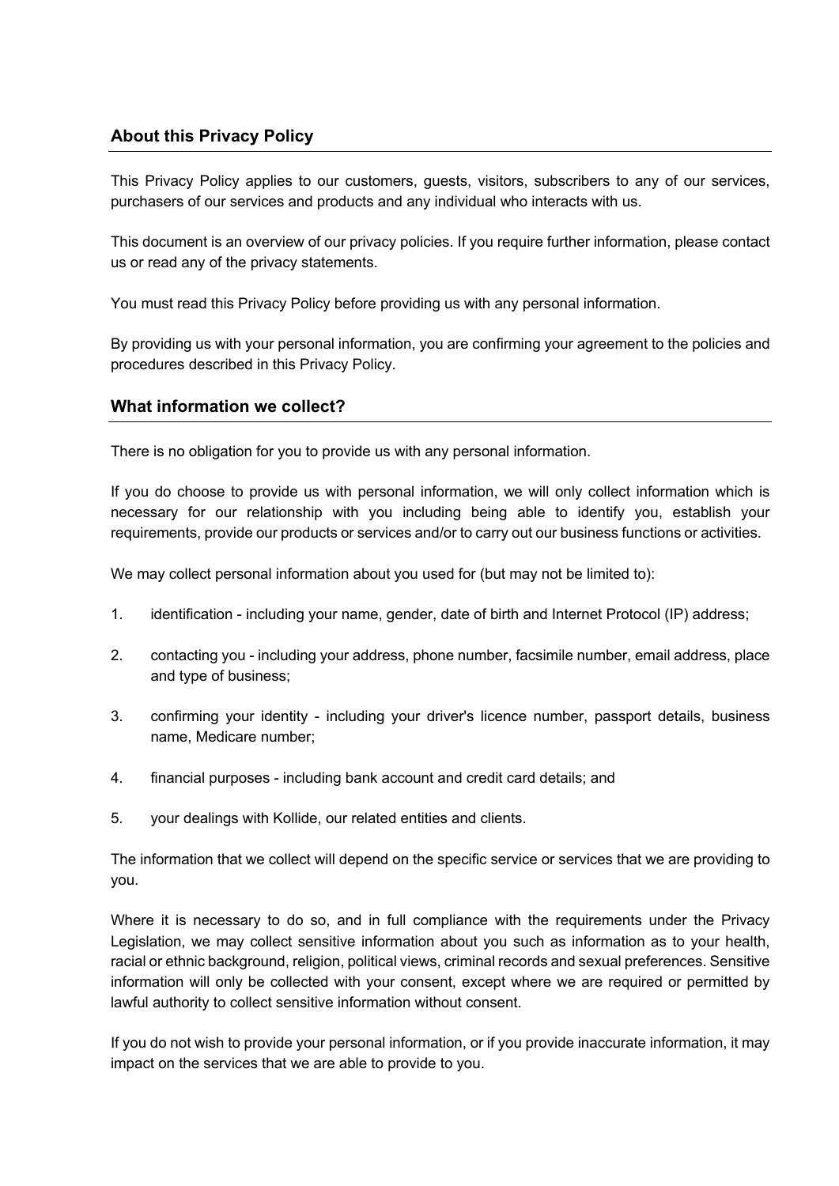## About this Privacy Policy

This Privacy Policy applies to our customers, guests, visitors, subscribers to any of our services, purchasers of our services and products and any individual who interacts with us.

This document is an overview of our privacy policies. If you require further information, please contact us or read any of the privacy statements.

You must read this Privacy Policy before providing us with any personal information.

By providing us with your personal information, you are confirming your agreement to the policies and procedures described in this Privacy Policy.

## What information we collect?

There is no obligation for you to provide us with any personal information.

If you do choose to provide us with personal information, we will only collect information which is necessary for our relationship with you including being able to identify you, establish your requirements, provide our products or services and/or to carry out our business functions or activities.

We may collect personal information about you used for (but may not be limited to):

1. identification - including your name, gender, date of birth and Internet Protocol (IP) address;
2. contacting you - including your address, phone number, facsimile number, email address, place and type of business;
3. confirming your identity - including your driver's licence number, passport details, business name, Medicare number;
4. financial purposes - including bank account and credit card details; and
5. your dealings with Kollide, our related entities and clients.

The information that we collect will depend on the specific service or services that we are providing to you.

Where it is necessary to do so, and in full compliance with the requirements under the Privacy Legislation, we may collect sensitive information about you such as information as to your health, racial or ethnic background, religion, political views, criminal records and sexual preferences. Sensitive information will only be collected with your consent, except where we are required or permitted by lawful authority to collect sensitive information without consent.

If you do not wish to provide your personal information, or if you provide inaccurate information, it may impact on the services that we are able to provide to you.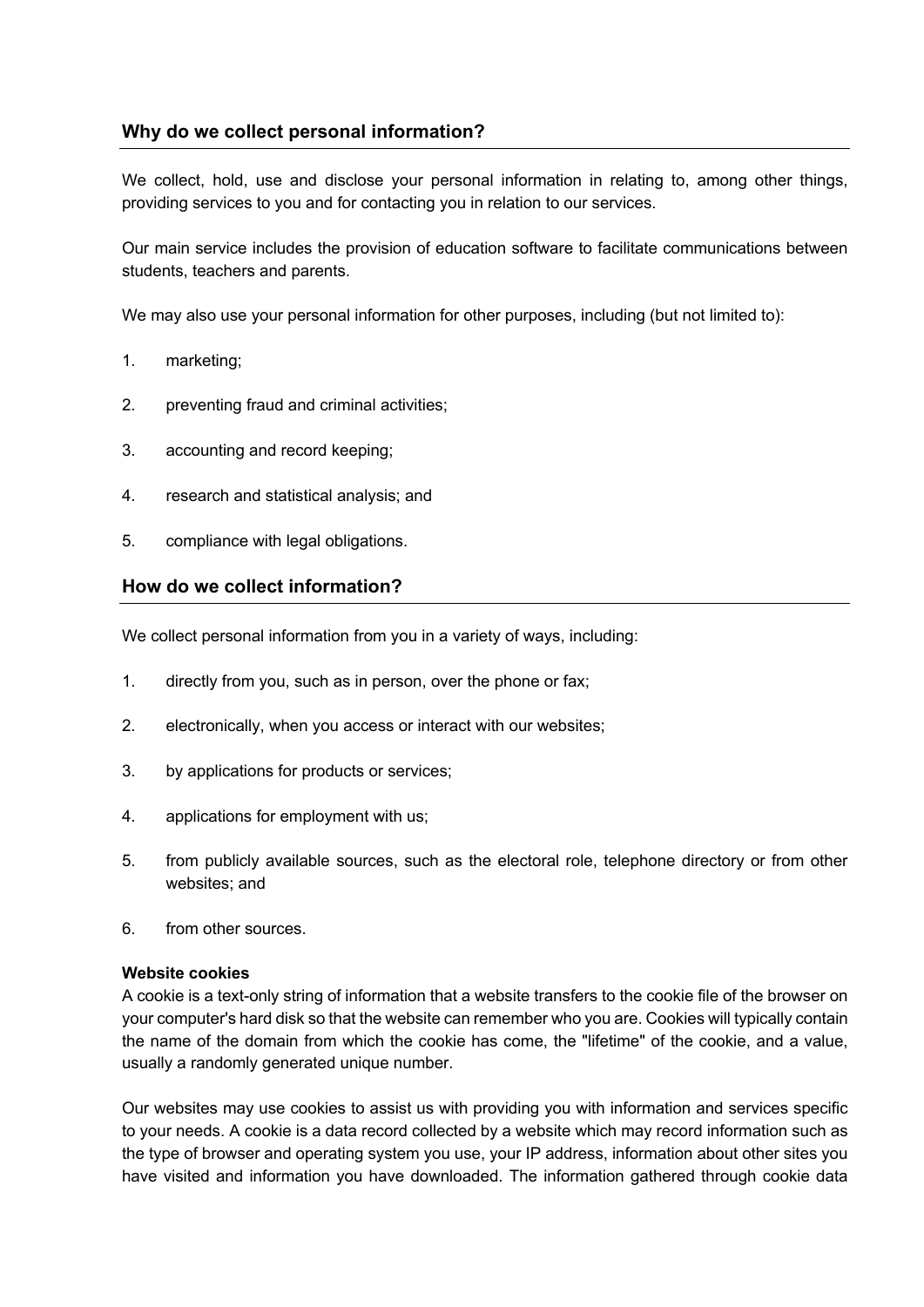## Why do we collect personal information?

We collect, hold, use and disclose your personal information in relating to, among other things, providing services to you and for contacting you in relation to our services.

Our main service includes the provision of education software to facilitate communications between students, teachers and parents.

We may also use your personal information for other purposes, including (but not limited to):

1. marketing;
2. preventing fraud and criminal activities;
3. accounting and record keeping;
4. research and statistical analysis; and
5. compliance with legal obligations.

## How do we collect information?

We collect personal information from you in a variety of ways, including:

1. directly from you, such as in person, over the phone or fax;
2. electronically, when you access or interact with our websites;
3. by applications for products or services;
4. applications for employment with us;
5. from publicly available sources, such as the electoral role, telephone directory or from other websites; and
6. from other sources.

**Website cookies**

A cookie is a text-only string of information that a website transfers to the cookie file of the browser on your computer's hard disk so that the website can remember who you are. Cookies will typically contain the name of the domain from which the cookie has come, the "lifetime" of the cookie, and a value, usually a randomly generated unique number.

Our websites may use cookies to assist us with providing you with information and services specific to your needs. A cookie is a data record collected by a website which may record information such as the type of browser and operating system you use, your IP address, information about other sites you have visited and information you have downloaded. The information gathered through cookie data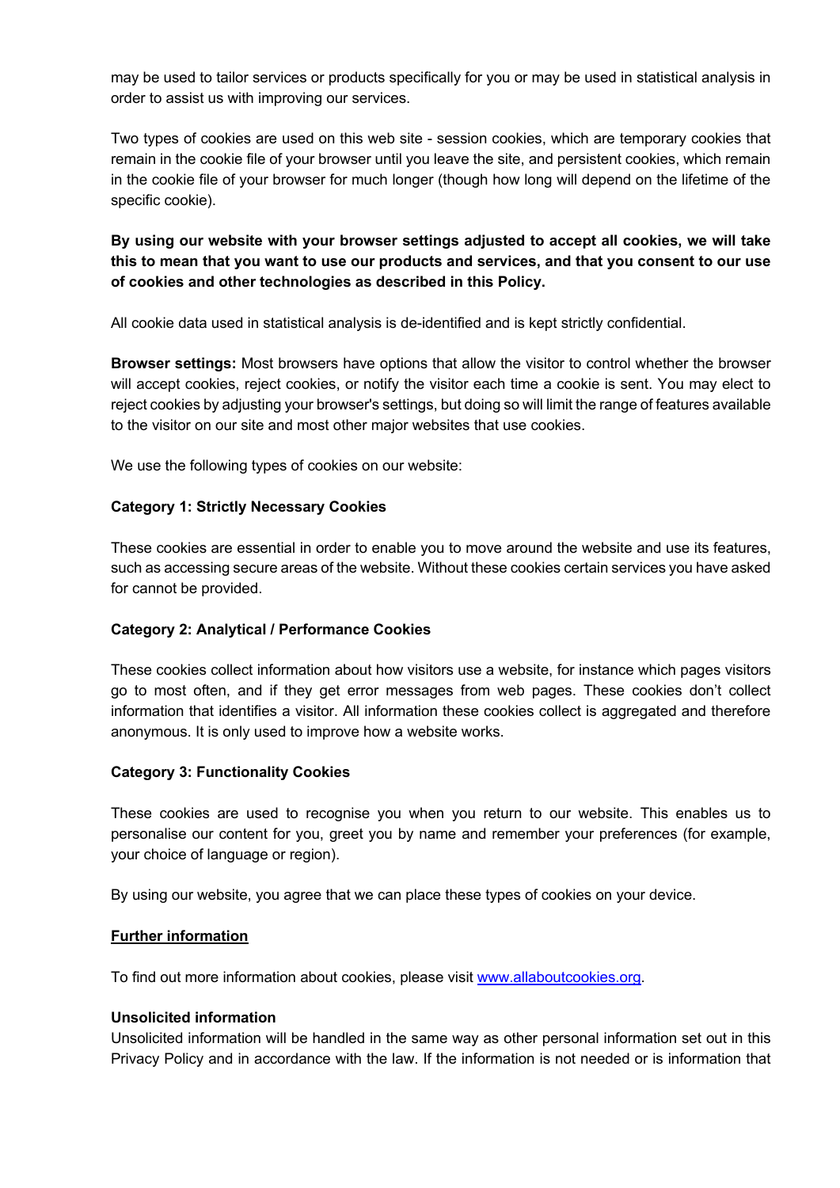may be used to tailor services or products specifically for you or may be used in statistical analysis in order to assist us with improving our services.

Two types of cookies are used on this web site - session cookies, which are temporary cookies that remain in the cookie file of your browser until you leave the site, and persistent cookies, which remain in the cookie file of your browser for much longer (though how long will depend on the lifetime of the specific cookie).

**By using our website with your browser settings adjusted to accept all cookies, we will take this to mean that you want to use our products and services, and that you consent to our use of cookies and other technologies as described in this Policy.**

All cookie data used in statistical analysis is de-identified and is kept strictly confidential.

**Browser settings:** Most browsers have options that allow the visitor to control whether the browser will accept cookies, reject cookies, or notify the visitor each time a cookie is sent. You may elect to reject cookies by adjusting your browser's settings, but doing so will limit the range of features available to the visitor on our site and most other major websites that use cookies.

We use the following types of cookies on our website:

**Category 1: Strictly Necessary Cookies**

These cookies are essential in order to enable you to move around the website and use its features, such as accessing secure areas of the website. Without these cookies certain services you have asked for cannot be provided.

**Category 2: Analytical / Performance Cookies**

These cookies collect information about how visitors use a website, for instance which pages visitors go to most often, and if they get error messages from web pages. These cookies don't collect information that identifies a visitor. All information these cookies collect is aggregated and therefore anonymous. It is only used to improve how a website works.

**Category 3: Functionality Cookies**

These cookies are used to recognise you when you return to our website. This enables us to personalise our content for you, greet you by name and remember your preferences (for example, your choice of language or region).

By using our website, you agree that we can place these types of cookies on your device.

**Further information**

To find out more information about cookies, please visit [www.allaboutcookies.org](http://www.allaboutcookies.org).

**Unsolicited information**

Unsolicited information will be handled in the same way as other personal information set out in this Privacy Policy and in accordance with the law. If the information is not needed or is information that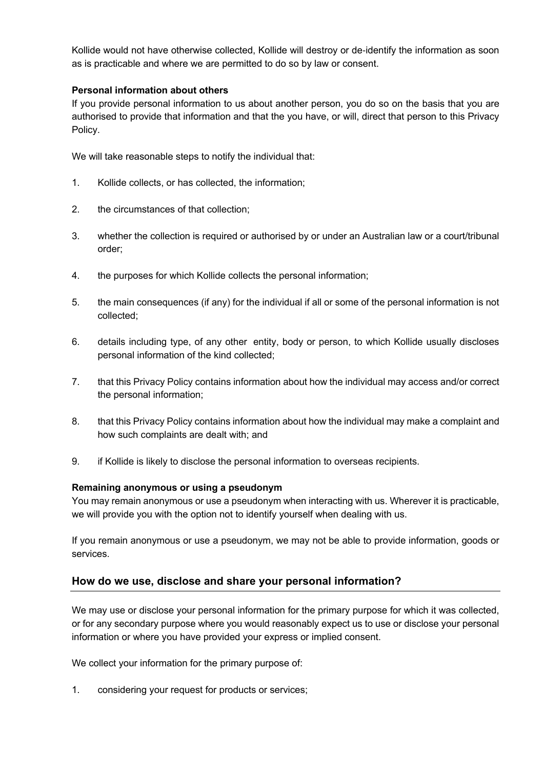Kollide would not have otherwise collected, Kollide will destroy or de-identify the information as soon as is practicable and where we are permitted to do so by law or consent.

**Personal information about others**

If you provide personal information to us about another person, you do so on the basis that you are authorised to provide that information and that the you have, or will, direct that person to this Privacy Policy.

We will take reasonable steps to notify the individual that:

1. Kollide collects, or has collected, the information;
2. the circumstances of that collection;
3. whether the collection is required or authorised by or under an Australian law or a court/tribunal order;
4. the purposes for which Kollide collects the personal information;
5. the main consequences (if any) for the individual if all or some of the personal information is not collected;
6. details including type, of any other entity, body or person, to which Kollide usually discloses personal information of the kind collected;
7. that this Privacy Policy contains information about how the individual may access and/or correct the personal information;
8. that this Privacy Policy contains information about how the individual may make a complaint and how such complaints are dealt with; and
9. if Kollide is likely to disclose the personal information to overseas recipients.

**Remaining anonymous or using a pseudonym**

You may remain anonymous or use a pseudonym when interacting with us. Wherever it is practicable, we will provide you with the option not to identify yourself when dealing with us.

If you remain anonymous or use a pseudonym, we may not be able to provide information, goods or services.

## How do we use, disclose and share your personal information?

We may use or disclose your personal information for the primary purpose for which it was collected, or for any secondary purpose where you would reasonably expect us to use or disclose your personal information or where you have provided your express or implied consent.

We collect your information for the primary purpose of:

1. considering your request for products or services;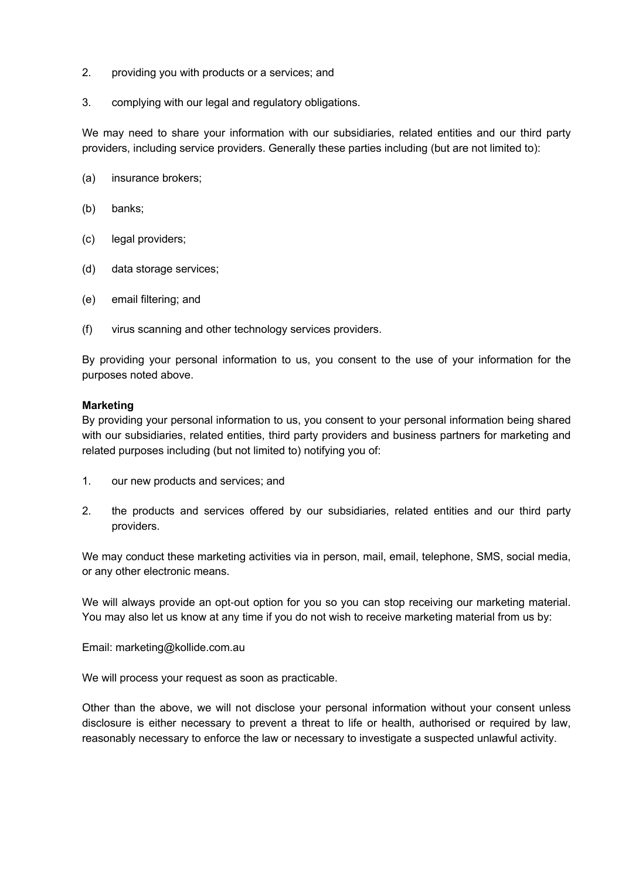2. providing you with products or a services; and

3. complying with our legal and regulatory obligations.

We may need to share your information with our subsidiaries, related entities and our third party providers, including service providers. Generally these parties including (but are not limited to):

(a) insurance brokers;

(b) banks;

(c) legal providers;

(d) data storage services;

(e) email filtering; and

(f) virus scanning and other technology services providers.

By providing your personal information to us, you consent to the use of your information for the purposes noted above.

**Marketing**

By providing your personal information to us, you consent to your personal information being shared with our subsidiaries, related entities, third party providers and business partners for marketing and related purposes including (but not limited to) notifying you of:

1. our new products and services; and

2. the products and services offered by our subsidiaries, related entities and our third party providers.

We may conduct these marketing activities via in person, mail, email, telephone, SMS, social media, or any other electronic means.

We will always provide an opt-out option for you so you can stop receiving our marketing material. You may also let us know at any time if you do not wish to receive marketing material from us by:

Email: marketing@kollide.com.au

We will process your request as soon as practicable.

Other than the above, we will not disclose your personal information without your consent unless disclosure is either necessary to prevent a threat to life or health, authorised or required by law, reasonably necessary to enforce the law or necessary to investigate a suspected unlawful activity.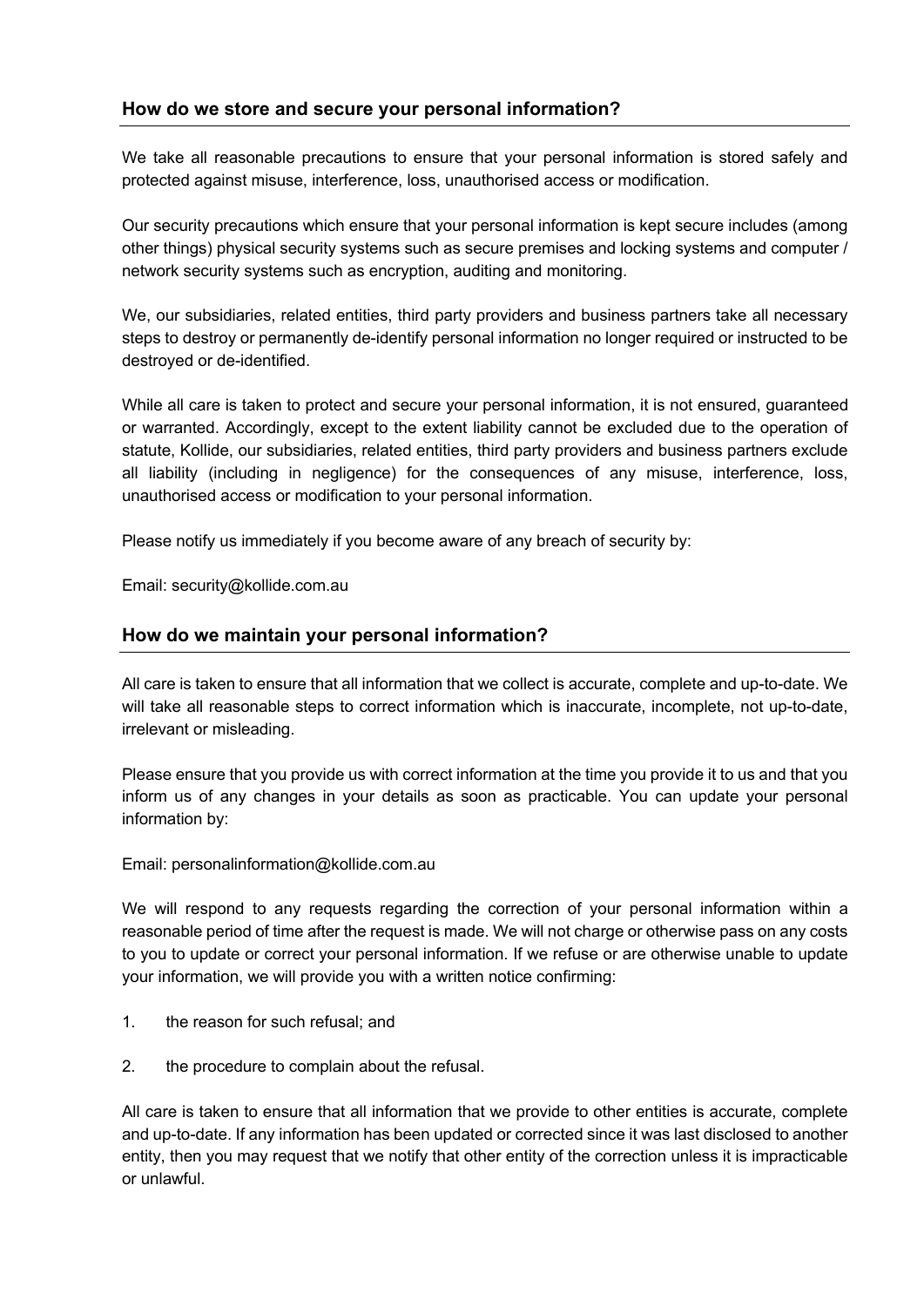## How do we store and secure your personal information?

We take all reasonable precautions to ensure that your personal information is stored safely and protected against misuse, interference, loss, unauthorised access or modification.

Our security precautions which ensure that your personal information is kept secure includes (among other things) physical security systems such as secure premises and locking systems and computer / network security systems such as encryption, auditing and monitoring.

We, our subsidiaries, related entities, third party providers and business partners take all necessary steps to destroy or permanently de-identify personal information no longer required or instructed to be destroyed or de-identified.

While all care is taken to protect and secure your personal information, it is not ensured, guaranteed or warranted. Accordingly, except to the extent liability cannot be excluded due to the operation of statute, Kollide, our subsidiaries, related entities, third party providers and business partners exclude all liability (including in negligence) for the consequences of any misuse, interference, loss, unauthorised access or modification to your personal information.

Please notify us immediately if you become aware of any breach of security by:

Email: security@kollide.com.au

## How do we maintain your personal information?

All care is taken to ensure that all information that we collect is accurate, complete and up-to-date. We will take all reasonable steps to correct information which is inaccurate, incomplete, not up-to-date, irrelevant or misleading.

Please ensure that you provide us with correct information at the time you provide it to us and that you inform us of any changes in your details as soon as practicable. You can update your personal information by:

Email: personalinformation@kollide.com.au

We will respond to any requests regarding the correction of your personal information within a reasonable period of time after the request is made. We will not charge or otherwise pass on any costs to you to update or correct your personal information. If we refuse or are otherwise unable to update your information, we will provide you with a written notice confirming:

1. the reason for such refusal; and
2. the procedure to complain about the refusal.

All care is taken to ensure that all information that we provide to other entities is accurate, complete and up-to-date. If any information has been updated or corrected since it was last disclosed to another entity, then you may request that we notify that other entity of the correction unless it is impracticable or unlawful.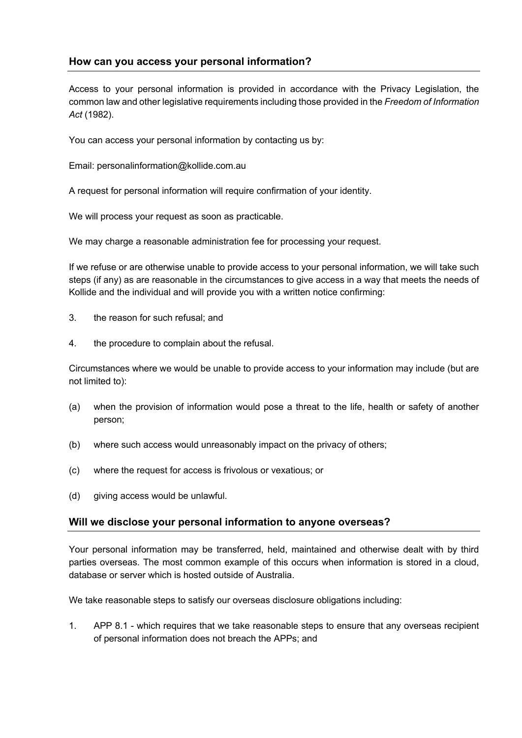## How can you access your personal information?

Access to your personal information is provided in accordance with the Privacy Legislation, the common law and other legislative requirements including those provided in the *Freedom of Information Act* (1982).

You can access your personal information by contacting us by:

Email: personalinformation@kollide.com.au

A request for personal information will require confirmation of your identity.

We will process your request as soon as practicable.

We may charge a reasonable administration fee for processing your request.

If we refuse or are otherwise unable to provide access to your personal information, we will take such steps (if any) as are reasonable in the circumstances to give access in a way that meets the needs of Kollide and the individual and will provide you with a written notice confirming:

3. the reason for such refusal; and
4. the procedure to complain about the refusal.

Circumstances where we would be unable to provide access to your information may include (but are not limited to):

(a) when the provision of information would pose a threat to the life, health or safety of another person;

(b) where such access would unreasonably impact on the privacy of others;

(c) where the request for access is frivolous or vexatious; or

(d) giving access would be unlawful.

## Will we disclose your personal information to anyone overseas?

Your personal information may be transferred, held, maintained and otherwise dealt with by third parties overseas. The most common example of this occurs when information is stored in a cloud, database or server which is hosted outside of Australia.

We take reasonable steps to satisfy our overseas disclosure obligations including:

1. APP 8.1 - which requires that we take reasonable steps to ensure that any overseas recipient of personal information does not breach the APPs; and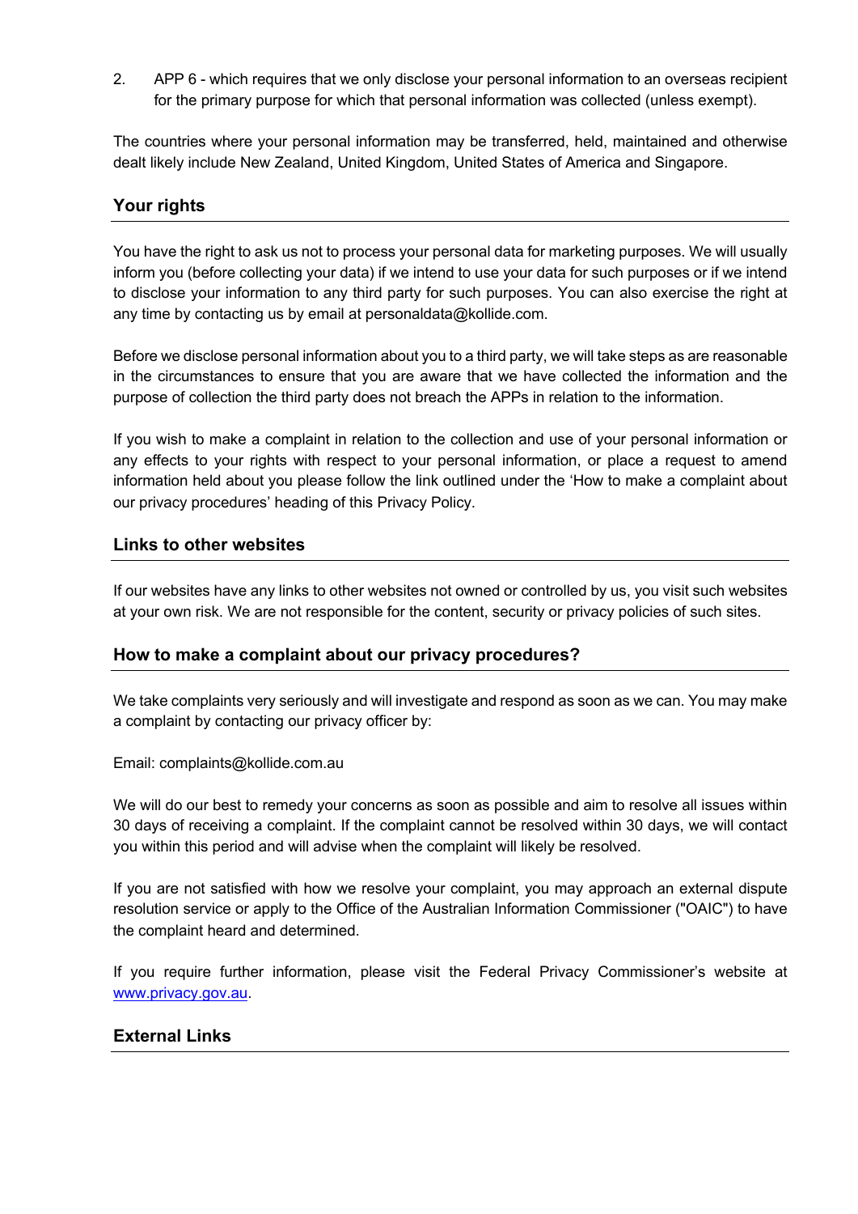2. APP 6 - which requires that we only disclose your personal information to an overseas recipient for the primary purpose for which that personal information was collected (unless exempt).

The countries where your personal information may be transferred, held, maintained and otherwise dealt likely include New Zealand, United Kingdom, United States of America and Singapore.

## Your rights

You have the right to ask us not to process your personal data for marketing purposes. We will usually inform you (before collecting your data) if we intend to use your data for such purposes or if we intend to disclose your information to any third party for such purposes. You can also exercise the right at any time by contacting us by email at personaldata@kollide.com.

Before we disclose personal information about you to a third party, we will take steps as are reasonable in the circumstances to ensure that you are aware that we have collected the information and the purpose of collection the third party does not breach the APPs in relation to the information.

If you wish to make a complaint in relation to the collection and use of your personal information or any effects to your rights with respect to your personal information, or place a request to amend information held about you please follow the link outlined under the 'How to make a complaint about our privacy procedures' heading of this Privacy Policy.

## Links to other websites

If our websites have any links to other websites not owned or controlled by us, you visit such websites at your own risk. We are not responsible for the content, security or privacy policies of such sites.

## How to make a complaint about our privacy procedures?

We take complaints very seriously and will investigate and respond as soon as we can. You may make a complaint by contacting our privacy officer by:

Email: complaints@kollide.com.au

We will do our best to remedy your concerns as soon as possible and aim to resolve all issues within 30 days of receiving a complaint. If the complaint cannot be resolved within 30 days, we will contact you within this period and will advise when the complaint will likely be resolved.

If you are not satisfied with how we resolve your complaint, you may approach an external dispute resolution service or apply to the Office of the Australian Information Commissioner ("OAIC") to have the complaint heard and determined.

If you require further information, please visit the Federal Privacy Commissioner's website at [www.privacy.gov.au](www.privacy.gov.au).

## External Links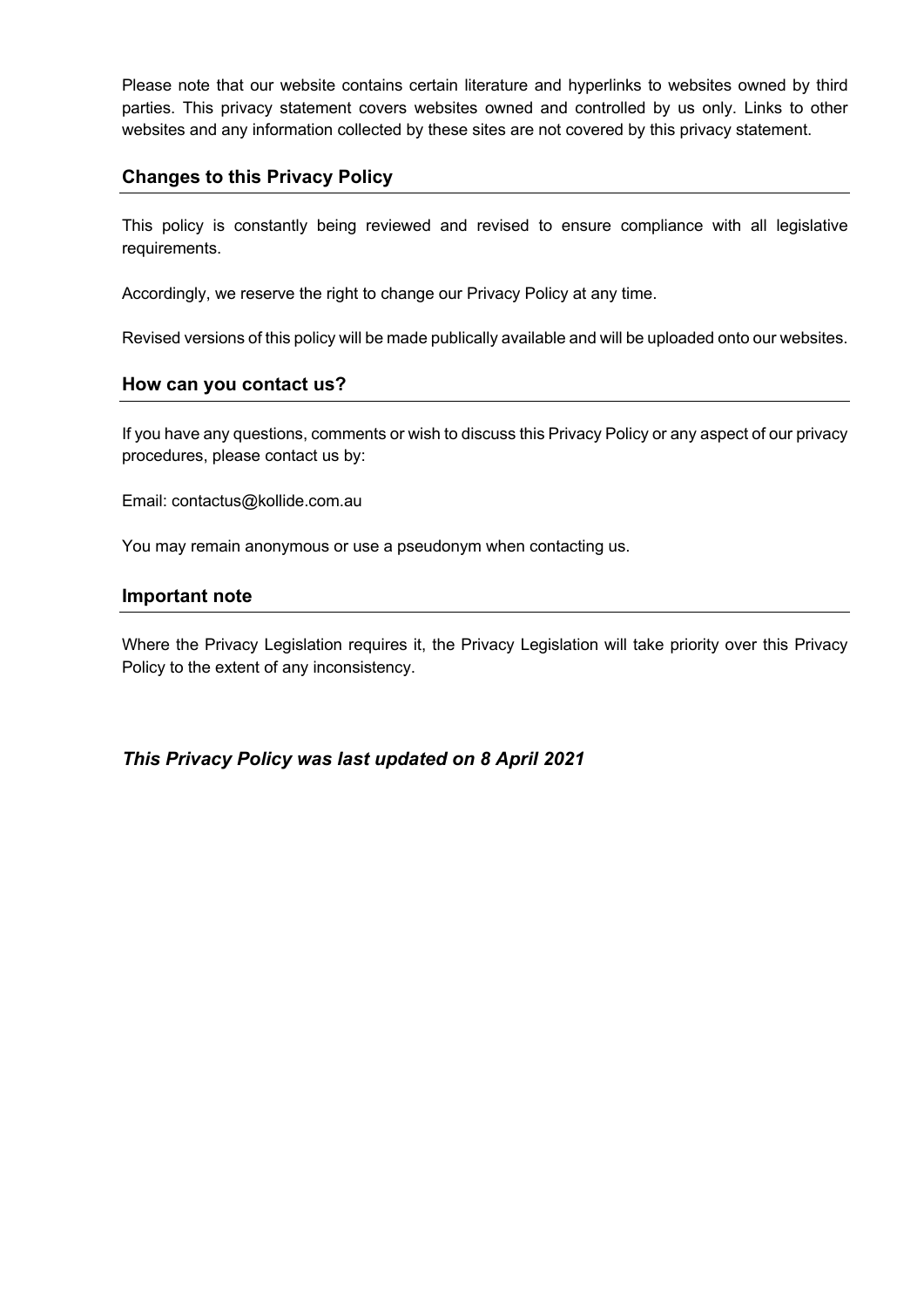Please note that our website contains certain literature and hyperlinks to websites owned by third parties. This privacy statement covers websites owned and controlled by us only. Links to other websites and any information collected by these sites are not covered by this privacy statement.

## Changes to this Privacy Policy

This policy is constantly being reviewed and revised to ensure compliance with all legislative requirements.

Accordingly, we reserve the right to change our Privacy Policy at any time.

Revised versions of this policy will be made publically available and will be uploaded onto our websites.

## How can you contact us?

If you have any questions, comments or wish to discuss this Privacy Policy or any aspect of our privacy procedures, please contact us by:

Email: contactus@kollide.com.au

You may remain anonymous or use a pseudonym when contacting us.

## Important note

Where the Privacy Legislation requires it, the Privacy Legislation will take priority over this Privacy Policy to the extent of any inconsistency.

***This Privacy Policy was last updated on 8 April 2021***